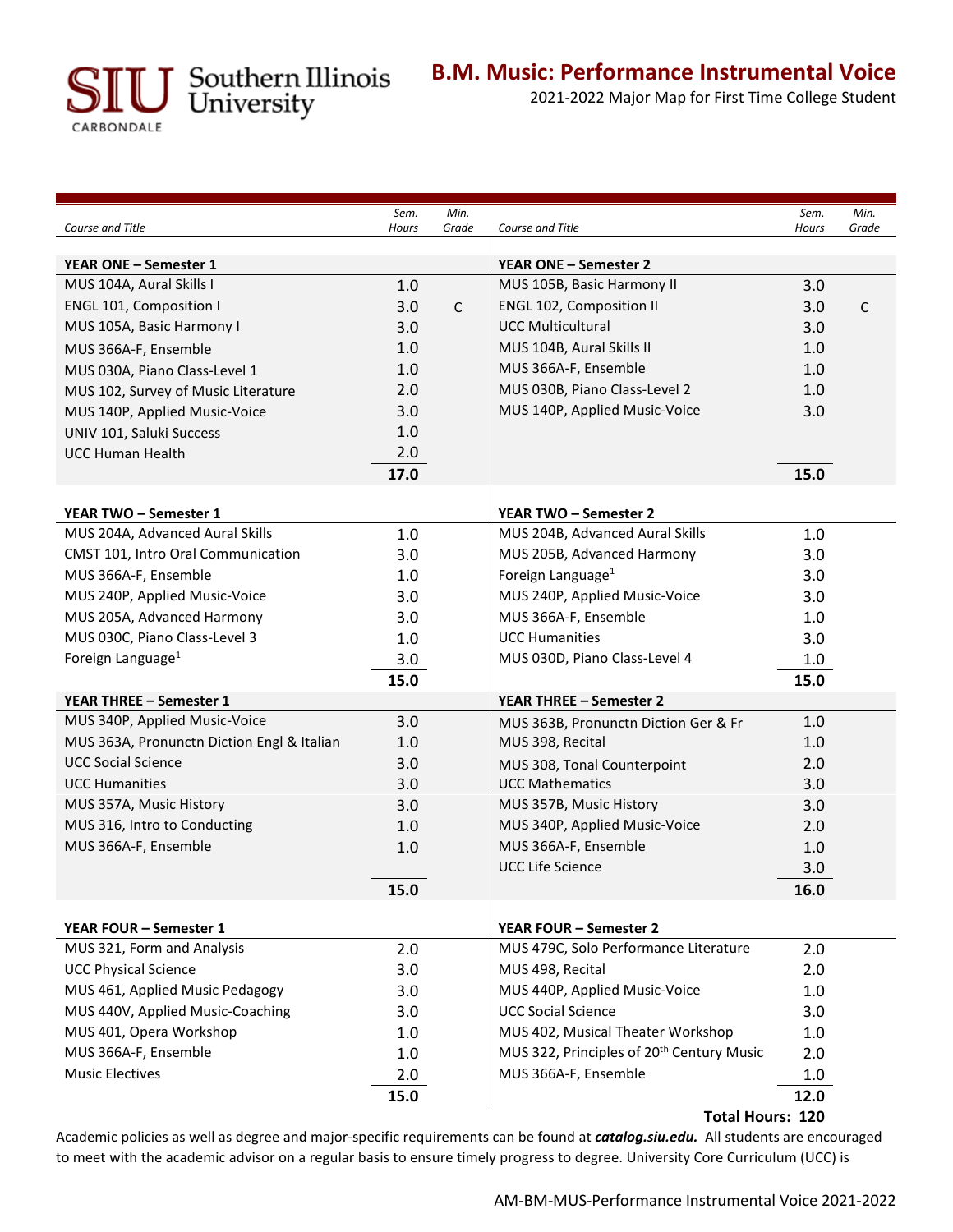# B.M. Music: Performance Instrumental Voice

2021-2022 Major Map for First Time College Student

| Course and Title | Sem. Hours | Min. Grade | Course and Title | Sem. Hours | Min. Grade |
|---|---|---|---|---|---|
| **YEAR ONE – Semester 1** | | | **YEAR ONE – Semester 2** | | |
| MUS 104A, Aural Skills I | 1.0 | | MUS 105B, Basic Harmony II | 3.0 | |
| ENGL 101, Composition I | 3.0 | C | ENGL 102, Composition II | 3.0 | C |
| MUS 105A, Basic Harmony I | 3.0 | | UCC Multicultural | 3.0 | |
| MUS 366A-F, Ensemble | 1.0 | | MUS 104B, Aural Skills II | 1.0 | |
| MUS 030A, Piano Class-Level 1 | 1.0 | | MUS 366A-F, Ensemble | 1.0 | |
| MUS 102, Survey of Music Literature | 2.0 | | MUS 030B, Piano Class-Level 2 | 1.0 | |
| MUS 140P, Applied Music-Voice | 3.0 | | MUS 140P, Applied Music-Voice | 3.0 | |
| UNIV 101, Saluki Success | 1.0 | | | | |
| UCC Human Health | 2.0 | | | | |
| | **17.0** | | | **15.0** | |
| **YEAR TWO – Semester 1** | | | **YEAR TWO – Semester 2** | | |
| MUS 204A, Advanced Aural Skills | 1.0 | | MUS 204B, Advanced Aural Skills | 1.0 | |
| CMST 101, Intro Oral Communication | 3.0 | | MUS 205B, Advanced Harmony | 3.0 | |
| MUS 366A-F, Ensemble | 1.0 | | Foreign Language[1] | 3.0 | |
| MUS 240P, Applied Music-Voice | 3.0 | | MUS 240P, Applied Music-Voice | 3.0 | |
| MUS 205A, Advanced Harmony | 3.0 | | MUS 366A-F, Ensemble | 1.0 | |
| MUS 030C, Piano Class-Level 3 | 1.0 | | UCC Humanities | 3.0 | |
| Foreign Language[1] | 3.0 | | MUS 030D, Piano Class-Level 4 | 1.0 | |
| | **15.0** | | | **15.0** | |
| **YEAR THREE – Semester 1** | | | **YEAR THREE – Semester 2** | | |
| MUS 340P, Applied Music-Voice | 3.0 | | MUS 363B, Pronunctn Diction Ger & Fr | 1.0 | |
| MUS 363A, Pronunctn Diction Engl & Italian | 1.0 | | MUS 398, Recital | 1.0 | |
| UCC Social Science | 3.0 | | MUS 308, Tonal Counterpoint | 2.0 | |
| UCC Humanities | 3.0 | | UCC Mathematics | 3.0 | |
| MUS 357A, Music History | 3.0 | | MUS 357B, Music History | 3.0 | |
| MUS 316, Intro to Conducting | 1.0 | | MUS 340P, Applied Music-Voice | 2.0 | |
| MUS 366A-F, Ensemble | 1.0 | | MUS 366A-F, Ensemble | 1.0 | |
| | | | UCC Life Science | 3.0 | |
| | **15.0** | | | **16.0** | |
| **YEAR FOUR – Semester 1** | | | **YEAR FOUR – Semester 2** | | |
| MUS 321, Form and Analysis | 2.0 | | MUS 479C, Solo Performance Literature | 2.0 | |
| UCC Physical Science | 3.0 | | MUS 498, Recital | 2.0 | |
| MUS 461, Applied Music Pedagogy | 3.0 | | MUS 440P, Applied Music-Voice | 1.0 | |
| MUS 440V, Applied Music-Coaching | 3.0 | | UCC Social Science | 3.0 | |
| MUS 401, Opera Workshop | 1.0 | | MUS 402, Musical Theater Workshop | 1.0 | |
| MUS 366A-F, Ensemble | 1.0 | | MUS 322, Principles of 20th Century Music | 2.0 | |
| Music Electives | 2.0 | | MUS 366A-F, Ensemble | 1.0 | |
| | **15.0** | | | **12.0** | |

**Total Hours: 120**

Academic policies as well as degree and major-specific requirements can be found at ***catalog.siu.edu.*** All students are encouraged to meet with the academic advisor on a regular basis to ensure timely progress to degree. University Core Curriculum (UCC) is

AM-BM-MUS-Performance Instrumental Voice 2021-2022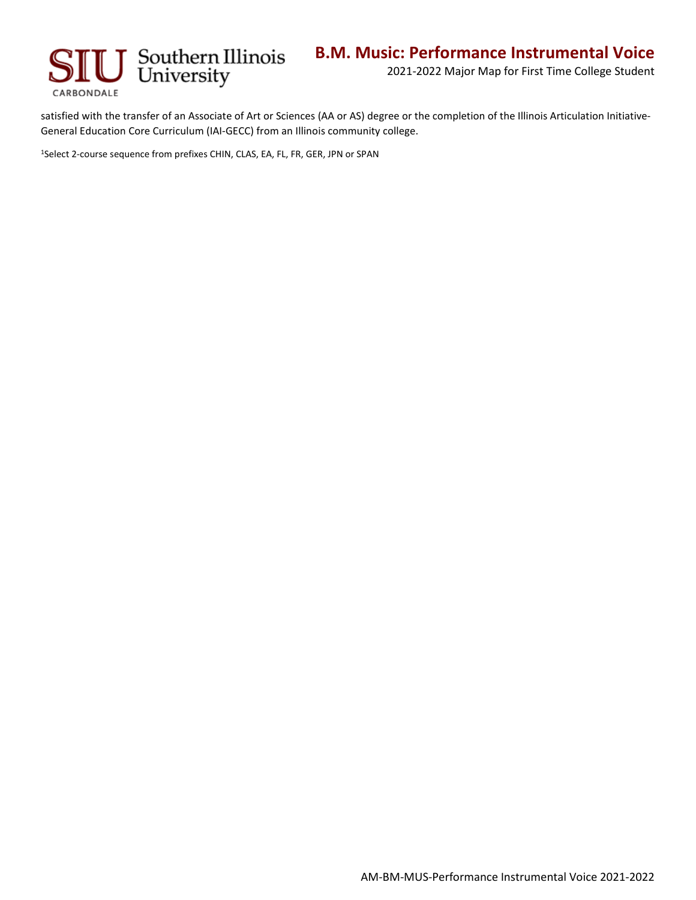satisfied with the transfer of an Associate of Art or Sciences (AA or AS) degree or the completion of the Illinois Articulation Initiative-General Education Core Curriculum (IAI-GECC) from an Illinois community college.

[1]Select 2-course sequence from prefixes CHIN, CLAS, EA, FL, FR, GER, JPN or SPAN